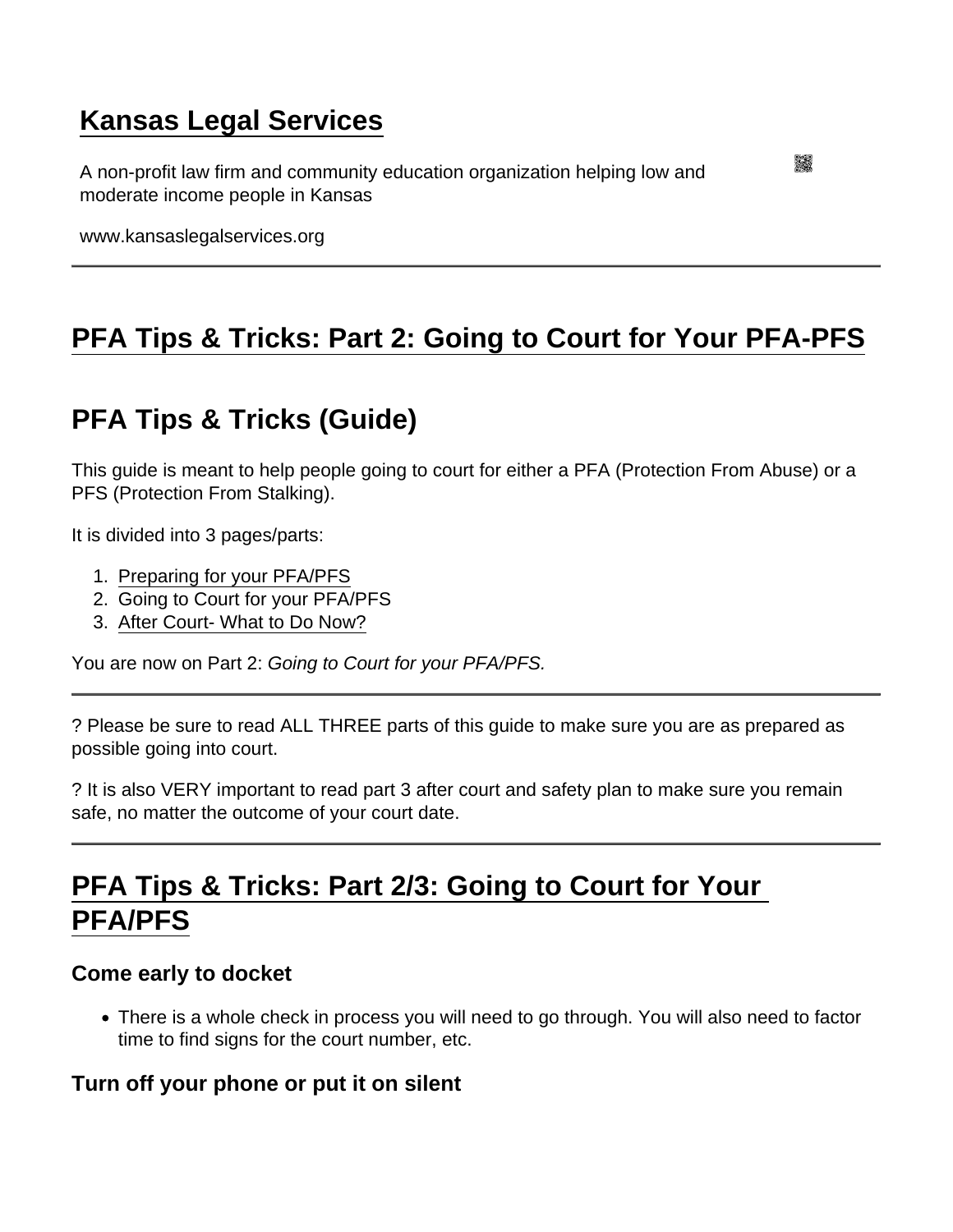# Kansas Legal Services

A non-profit law firm and community education organization helping low and moderate income people in Kansas

www.kansaslegalservices.org

---

# PFA Tips & Tricks: Part 2: Going to Court for Your PFA-PFS

## PFA Tips & Tricks (Guide)

This guide is meant to help people going to court for either a PFA (Protection From Abuse) or a PFS (Protection From Stalking).

It is divided into 3 pages/parts:

1. Preparing for your PFA/PFS
2. Going to Court for your PFA/PFS
3. After Court- What to Do Now?

You are now on Part 2: *Going to Court for your PFA/PFS.*

---

? Please be sure to read ALL THREE parts of this guide to make sure you are as prepared as possible going into court.

? It is also VERY important to read part 3 after court and safety plan to make sure you remain safe, no matter the outcome of your court date.

---

## PFA Tips & Tricks: Part 2/3: Going to Court for Your PFA/PFS

### Come early to docket

- There is a whole check in process you will need to go through. You will also need to factor time to find signs for the court number, etc.

### Turn off your phone or put it on silent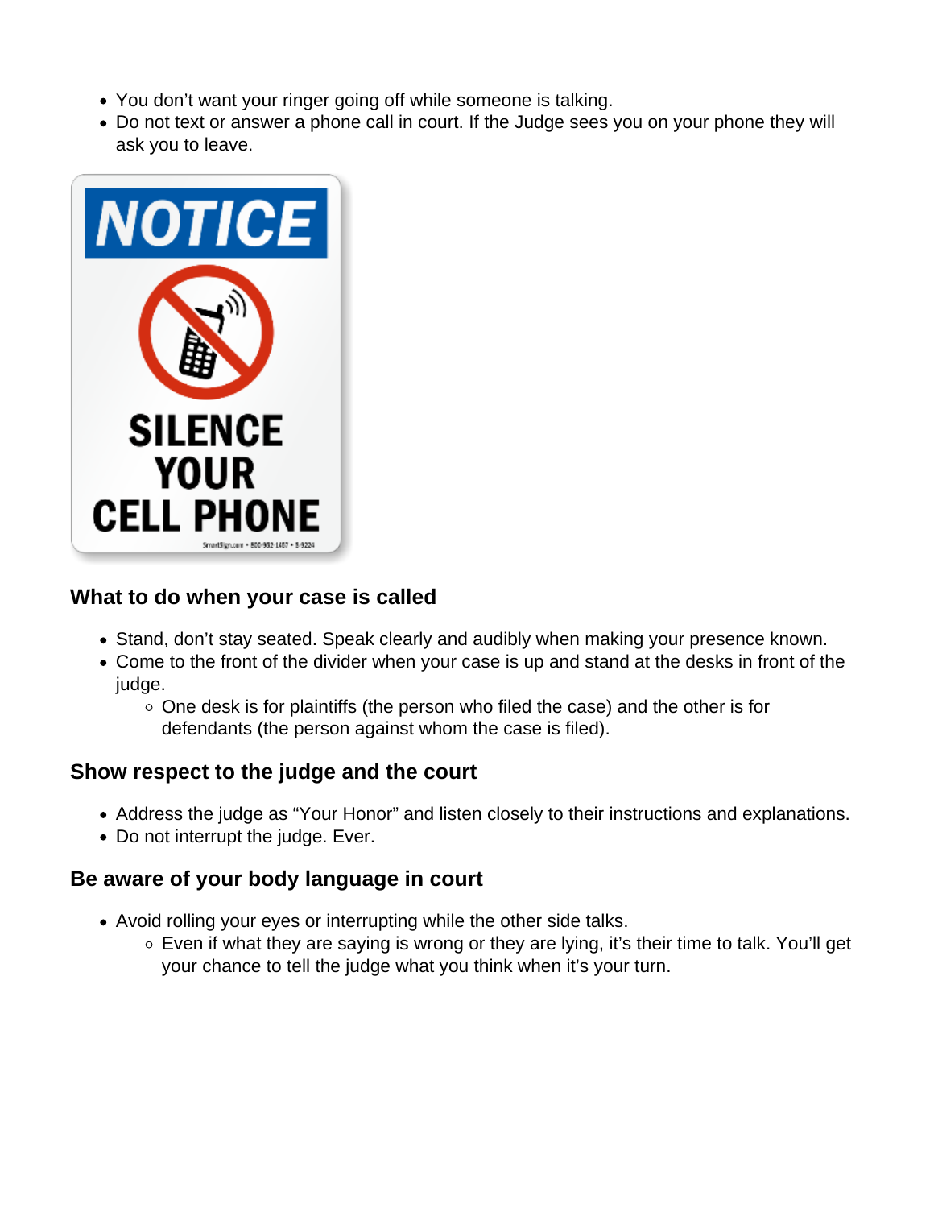- You don't want your ringer going off while someone is talking.
- Do not text or answer a phone call in court. If the Judge sees you on your phone they will ask you to leave.

### What to do when your case is called

- Stand, don't stay seated. Speak clearly and audibly when making your presence known.
- Come to the front of the divider when your case is up and stand at the desks in front of the judge.
    - One desk is for plaintiffs (the person who filed the case) and the other is for defendants (the person against whom the case is filed).

### Show respect to the judge and the court

- Address the judge as "Your Honor" and listen closely to their instructions and explanations.
- Do not interrupt the judge. Ever.

### Be aware of your body language in court

- Avoid rolling your eyes or interrupting while the other side talks.
    - Even if what they are saying is wrong or they are lying, it's their time to talk. You'll get your chance to tell the judge what you think when it's your turn.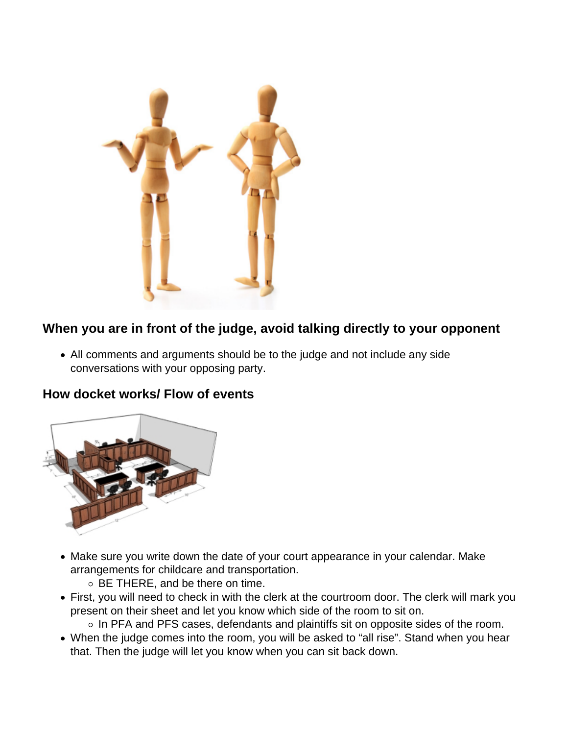### When you are in front of the judge, avoid talking directly to your opponent

- All comments and arguments should be to the judge and not include any side conversations with your opposing party.

### How docket works/ Flow of events

- Make sure you write down the date of your court appearance in your calendar. Make arrangements for childcare and transportation.
  - BE THERE, and be there on time.
- First, you will need to check in with the clerk at the courtroom door. The clerk will mark you present on their sheet and let you know which side of the room to sit on.
  - In PFA and PFS cases, defendants and plaintiffs sit on opposite sides of the room.
- When the judge comes into the room, you will be asked to “all rise”. Stand when you hear that. Then the judge will let you know when you can sit back down.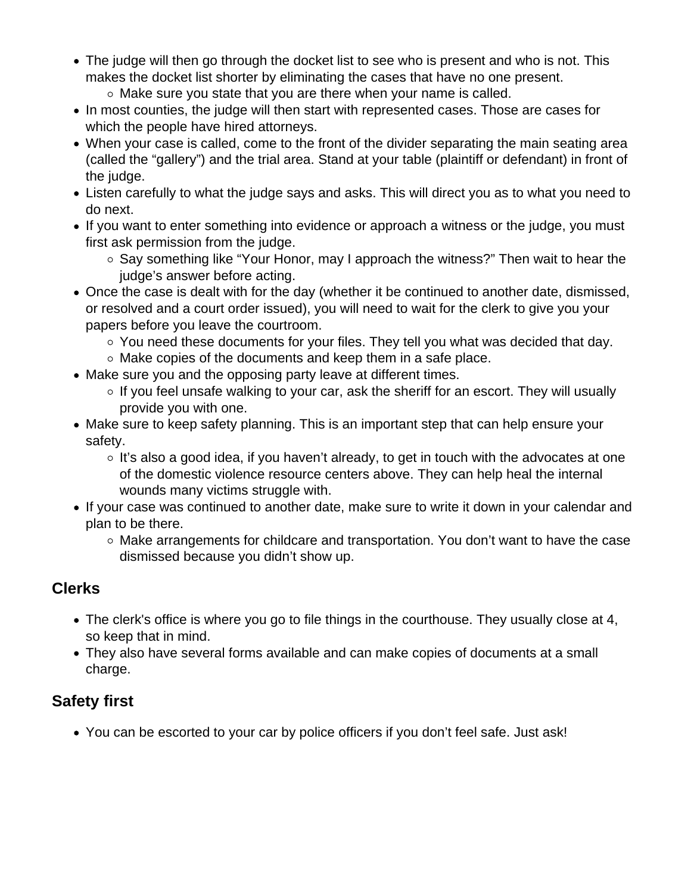- The judge will then go through the docket list to see who is present and who is not. This makes the docket list shorter by eliminating the cases that have no one present.
  - Make sure you state that you are there when your name is called.
- In most counties, the judge will then start with represented cases. Those are cases for which the people have hired attorneys.
- When your case is called, come to the front of the divider separating the main seating area (called the "gallery") and the trial area. Stand at your table (plaintiff or defendant) in front of the judge.
- Listen carefully to what the judge says and asks. This will direct you as to what you need to do next.
- If you want to enter something into evidence or approach a witness or the judge, you must first ask permission from the judge.
  - Say something like "Your Honor, may I approach the witness?" Then wait to hear the judge's answer before acting.
- Once the case is dealt with for the day (whether it be continued to another date, dismissed, or resolved and a court order issued), you will need to wait for the clerk to give you your papers before you leave the courtroom.
  - You need these documents for your files. They tell you what was decided that day.
  - Make copies of the documents and keep them in a safe place.
- Make sure you and the opposing party leave at different times.
  - If you feel unsafe walking to your car, ask the sheriff for an escort. They will usually provide you with one.
- Make sure to keep safety planning. This is an important step that can help ensure your safety.
  - It's also a good idea, if you haven't already, to get in touch with the advocates at one of the domestic violence resource centers above. They can help heal the internal wounds many victims struggle with.
- If your case was continued to another date, make sure to write it down in your calendar and plan to be there.
  - Make arrangements for childcare and transportation. You don't want to have the case dismissed because you didn't show up.

## Clerks

- The clerk's office is where you go to file things in the courthouse. They usually close at 4, so keep that in mind.
- They also have several forms available and can make copies of documents at a small charge.

## Safety first

- You can be escorted to your car by police officers if you don't feel safe. Just ask!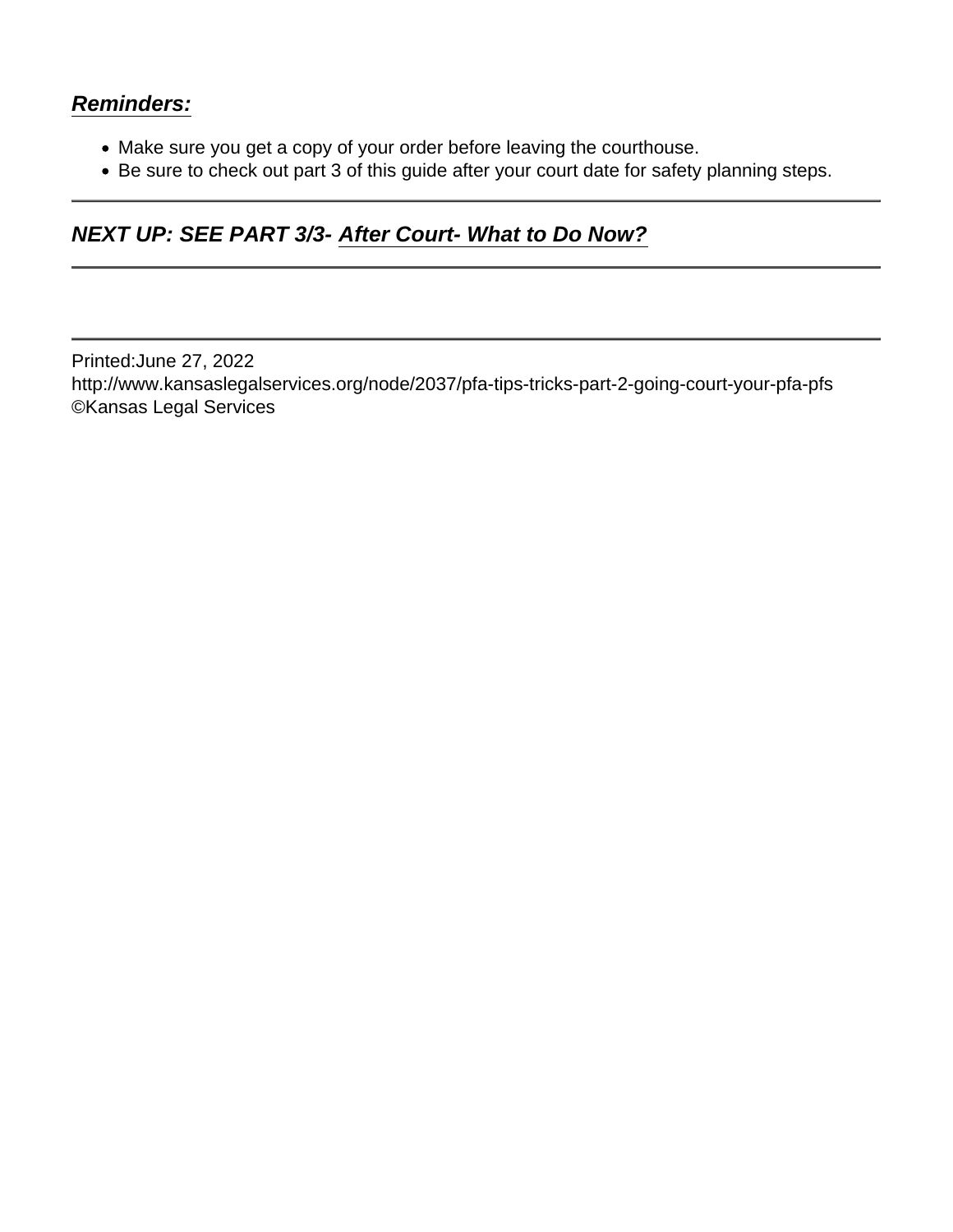**_Reminders:_**

- Make sure you get a copy of your order before leaving the courthouse.
- Be sure to check out part 3 of this guide after your court date for safety planning steps.

---

***NEXT UP: SEE PART 3/3- After Court- What to Do Now?***

---

---

Printed:June 27, 2022
http://www.kansaslegalservices.org/node/2037/pfa-tips-tricks-part-2-going-court-your-pfa-pfs
©Kansas Legal Services